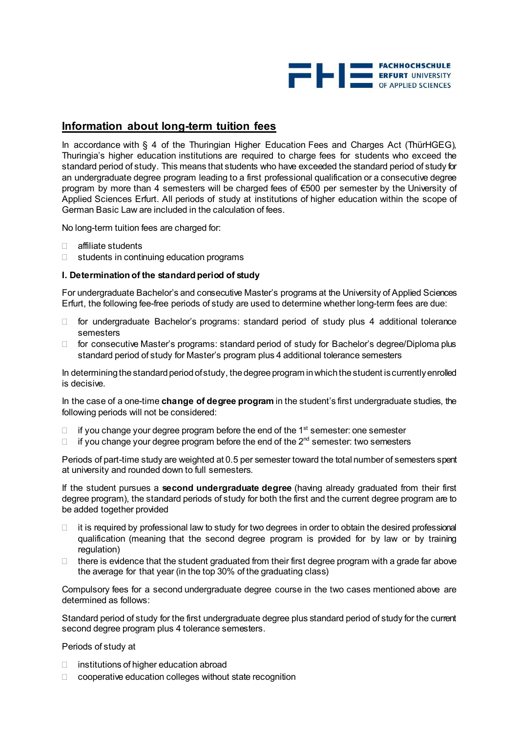## Information about long-term tuition fees

In accordance with § 4 of the Thuringian Higher Education Fees and Charges Act (ThürHGEG), Thuringia's higher education institutions are required to charge fees for students who exceed the standard period of study. This means that students who have exceeded the standard period of study for an undergraduate degree program leading to a first professional qualification or a consecutive degree program by more than 4 semesters will be charged fees of €500 per semester by the University of Applied Sciences Erfurt. All periods of study at institutions of higher education within the scope of German Basic Law are included in the calculation of fees.

No long-term tuition fees are charged for:

- affiliate students
- students in continuing education programs

**I. Determination of the standard period of study**

For undergraduate Bachelor's and consecutive Master's programs at the University of Applied Sciences Erfurt, the following fee-free periods of study are used to determine whether long-term fees are due:

- for undergraduate Bachelor's programs: standard period of study plus 4 additional tolerance semesters
- for consecutive Master's programs: standard period of study for Bachelor's degree/Diploma plus standard period of study for Master's program plus 4 additional tolerance semesters

In determining the standard period of study, the degree program in which the student is currently enrolled is decisive.

In the case of a one-time **change of degree program** in the student's first undergraduate studies, the following periods will not be considered:

- if you change your degree program before the end of the 1st semester: one semester
- if you change your degree program before the end of the 2nd semester: two semesters

Periods of part-time study are weighted at 0.5 per semester toward the total number of semesters spent at university and rounded down to full semesters.

If the student pursues a **second undergraduate degree** (having already graduated from their first degree program), the standard periods of study for both the first and the current degree program are to be added together provided

- it is required by professional law to study for two degrees in order to obtain the desired professional qualification (meaning that the second degree program is provided for by law or by training regulation)
- there is evidence that the student graduated from their first degree program with a grade far above the average for that year (in the top 30% of the graduating class)

Compulsory fees for a second undergraduate degree course in the two cases mentioned above are determined as follows:

Standard period of study for the first undergraduate degree plus standard period of study for the current second degree program plus 4 tolerance semesters.

Periods of study at

- institutions of higher education abroad
- cooperative education colleges without state recognition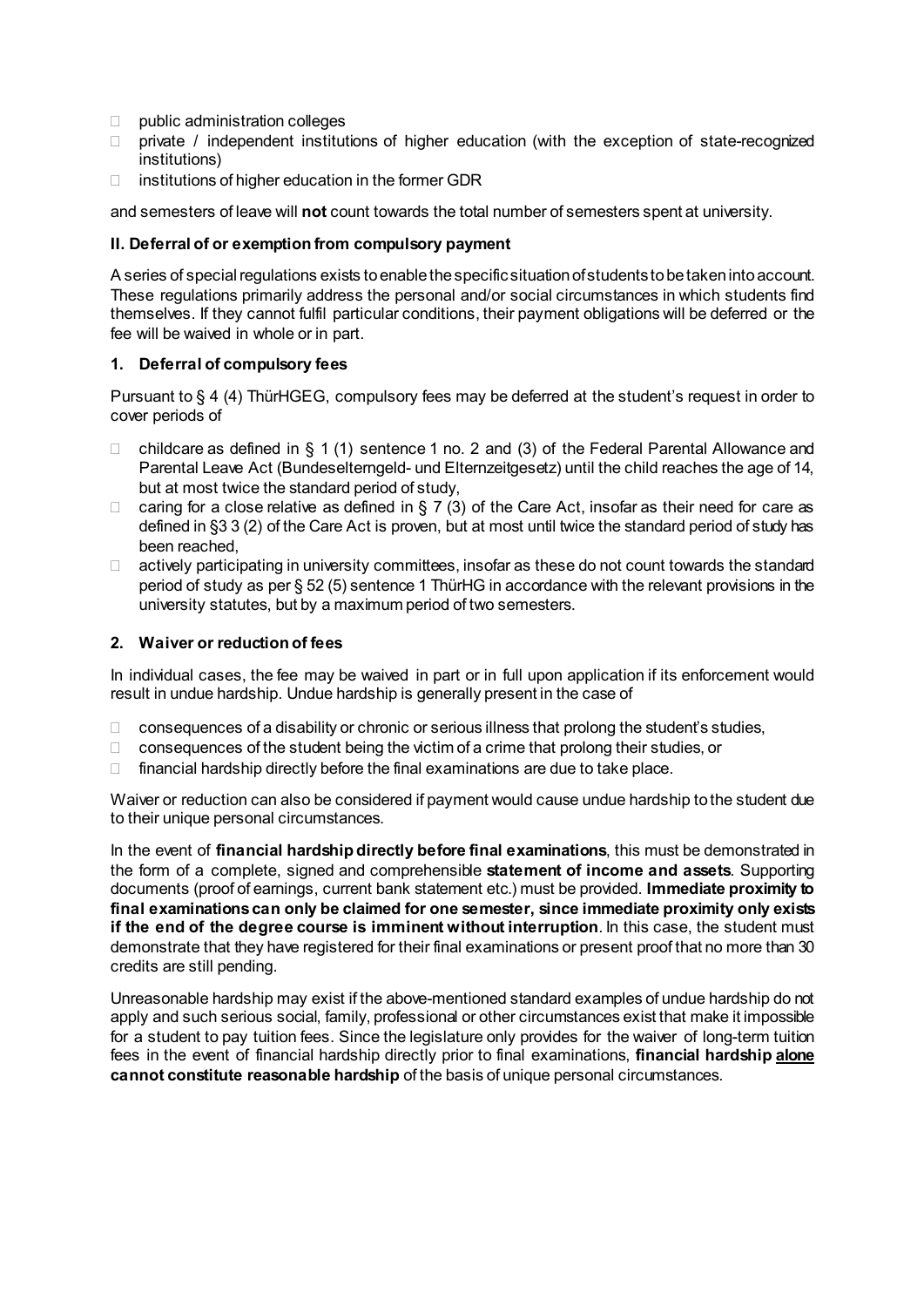- public administration colleges
- private / independent institutions of higher education (with the exception of state-recognized institutions)
- institutions of higher education in the former GDR

and semesters of leave will **not** count towards the total number of semesters spent at university.

### II. Deferral of or exemption from compulsory payment

A series of special regulations exists to enable the specific situation of students to be taken into account. These regulations primarily address the personal and/or social circumstances in which students find themselves. If they cannot fulfil particular conditions, their payment obligations will be deferred or the fee will be waived in whole or in part.

#### 1. Deferral of compulsory fees

Pursuant to § 4 (4) ThürHGEG, compulsory fees may be deferred at the student's request in order to cover periods of

- childcare as defined in § 1 (1) sentence 1 no. 2 and (3) of the Federal Parental Allowance and Parental Leave Act (Bundeselterngeld- und Elternzeitgesetz) until the child reaches the age of 14, but at most twice the standard period of study,
- caring for a close relative as defined in § 7 (3) of the Care Act, insofar as their need for care as defined in §3 3 (2) of the Care Act is proven, but at most until twice the standard period of study has been reached,
- actively participating in university committees, insofar as these do not count towards the standard period of study as per § 52 (5) sentence 1 ThürHG in accordance with the relevant provisions in the university statutes, but by a maximum period of two semesters.

#### 2. Waiver or reduction of fees

In individual cases, the fee may be waived in part or in full upon application if its enforcement would result in undue hardship. Undue hardship is generally present in the case of

- consequences of a disability or chronic or serious illness that prolong the student's studies,
- consequences of the student being the victim of a crime that prolong their studies, or
- financial hardship directly before the final examinations are due to take place.

Waiver or reduction can also be considered if payment would cause undue hardship to the student due to their unique personal circumstances.

In the event of **financial hardship directly before final examinations**, this must be demonstrated in the form of a complete, signed and comprehensible **statement of income and assets**. Supporting documents (proof of earnings, current bank statement etc.) must be provided. **Immediate proximity to final examinations can only be claimed for one semester, since immediate proximity only exists if the end of the degree course is imminent without interruption**. In this case, the student must demonstrate that they have registered for their final examinations or present proof that no more than 30 credits are still pending.

Unreasonable hardship may exist if the above-mentioned standard examples of undue hardship do not apply and such serious social, family, professional or other circumstances exist that make it impossible for a student to pay tuition fees. Since the legislature only provides for the waiver of long-term tuition fees in the event of financial hardship directly prior to final examinations, **financial hardship <u>alone</u> cannot constitute reasonable hardship** of the basis of unique personal circumstances.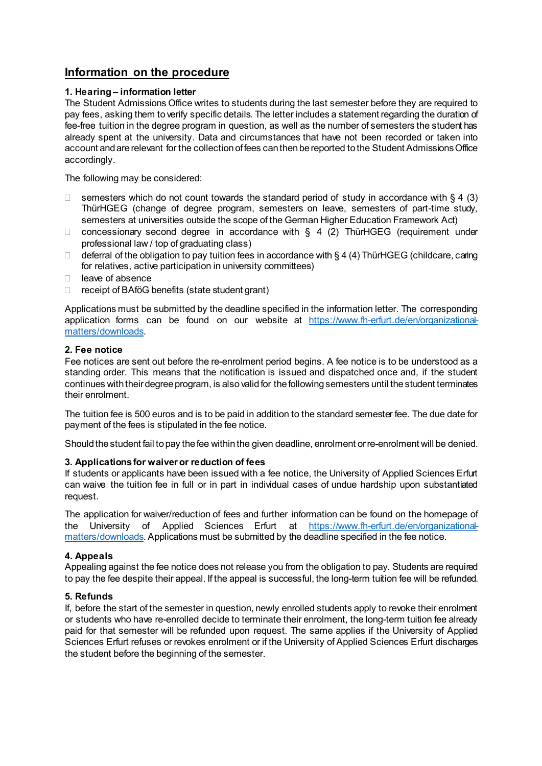## Information on the procedure

### 1. Hearing – information letter

The Student Admissions Office writes to students during the last semester before they are required to pay fees, asking them to verify specific details. The letter includes a statement regarding the duration of fee-free tuition in the degree program in question, as well as the number of semesters the student has already spent at the university. Data and circumstances that have not been recorded or taken into account and are relevant for the collection of fees can then be reported to the Student Admissions Office accordingly.

The following may be considered:

- semesters which do not count towards the standard period of study in accordance with § 4 (3) ThürHGEG (change of degree program, semesters on leave, semesters of part-time study, semesters at universities outside the scope of the German Higher Education Framework Act)
- concessionary second degree in accordance with § 4 (2) ThürHGEG (requirement under professional law / top of graduating class)
- deferral of the obligation to pay tuition fees in accordance with § 4 (4) ThürHGEG (childcare, caring for relatives, active participation in university committees)
- leave of absence
- receipt of BAföG benefits (state student grant)

Applications must be submitted by the deadline specified in the information letter. The corresponding application forms can be found on our website at [https://www.fh-erfurt.de/en/organizational-matters/downloads](https://www.fh-erfurt.de/en/organizational-matters/downloads).

### 2. Fee notice

Fee notices are sent out before the re-enrolment period begins. A fee notice is to be understood as a standing order. This means that the notification is issued and dispatched once and, if the student continues with their degree program, is also valid for the following semesters until the student terminates their enrolment.

The tuition fee is 500 euros and is to be paid in addition to the standard semester fee. The due date for payment of the fees is stipulated in the fee notice.

Should the student fail to pay the fee within the given deadline, enrolment or re-enrolment will be denied.

### 3. Applications for waiver or reduction of fees

If students or applicants have been issued with a fee notice, the University of Applied Sciences Erfurt can waive the tuition fee in full or in part in individual cases of undue hardship upon substantiated request.

The application for waiver/reduction of fees and further information can be found on the homepage of the University of Applied Sciences Erfurt at [https://www.fh-erfurt.de/en/organizational-matters/downloads](https://www.fh-erfurt.de/en/organizational-matters/downloads). Applications must be submitted by the deadline specified in the fee notice.

### 4. Appeals

Appealing against the fee notice does not release you from the obligation to pay. Students are required to pay the fee despite their appeal. If the appeal is successful, the long-term tuition fee will be refunded.

### 5. Refunds

If, before the start of the semester in question, newly enrolled students apply to revoke their enrolment or students who have re-enrolled decide to terminate their enrolment, the long-term tuition fee already paid for that semester will be refunded upon request. The same applies if the University of Applied Sciences Erfurt refuses or revokes enrolment or if the University of Applied Sciences Erfurt discharges the student before the beginning of the semester.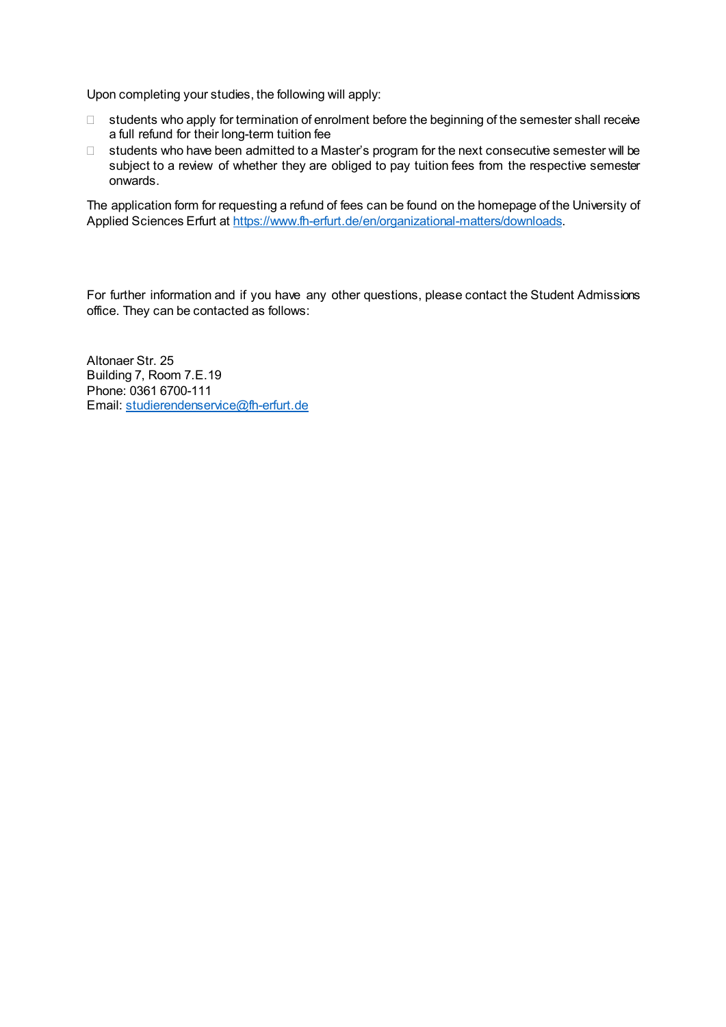Upon completing your studies, the following will apply:

- students who apply for termination of enrolment before the beginning of the semester shall receive a full refund for their long-term tuition fee
- students who have been admitted to a Master's program for the next consecutive semester will be subject to a review of whether they are obliged to pay tuition fees from the respective semester onwards.

The application form for requesting a refund of fees can be found on the homepage of the University of Applied Sciences Erfurt at https://www.fh-erfurt.de/en/organizational-matters/downloads.

For further information and if you have any other questions, please contact the Student Admissions office. They can be contacted as follows:

Altonaer Str. 25  
Building 7, Room 7.E.19  
Phone: 0361 6700-111  
Email: studierendenservice@fh-erfurt.de